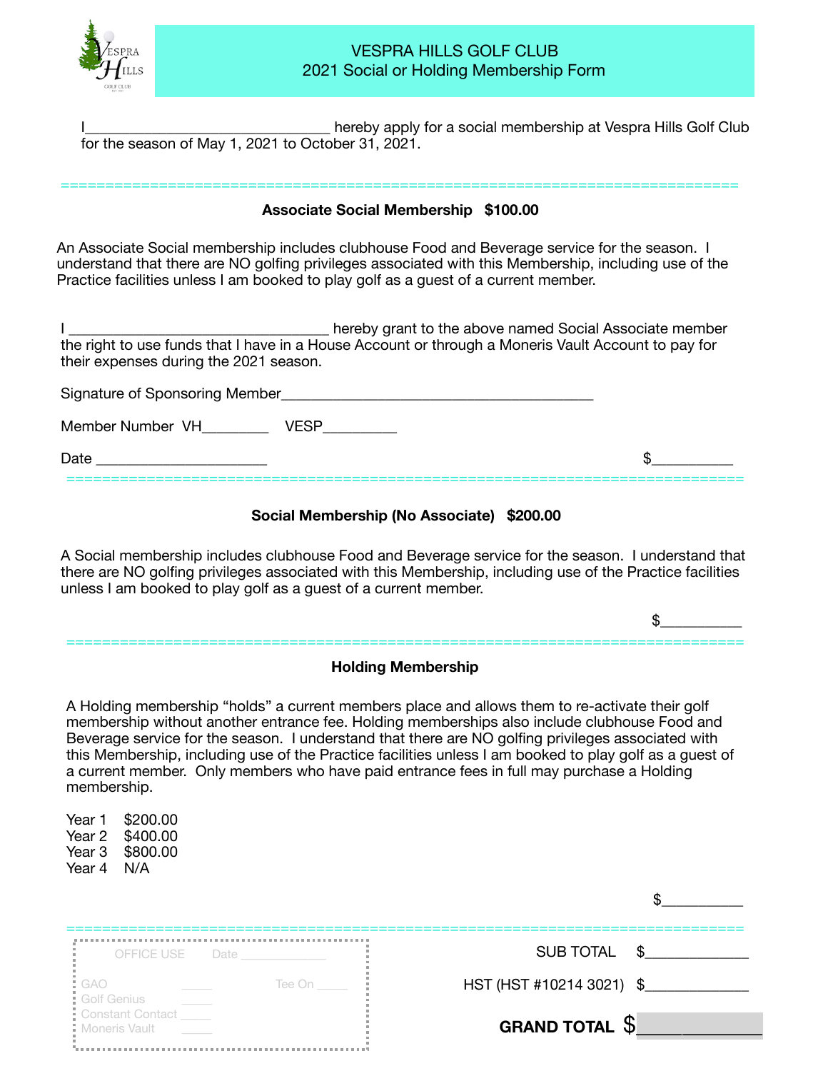# VESPRA HILLS GOLF CLUB
## 2021 Social or Holding Membership Form

I________________________________ hereby apply for a social membership at Vespra Hills Golf Club for the season of May 1, 2021 to October 31, 2021.

---

**Associate Social Membership $100.00**

An Associate Social membership includes clubhouse Food and Beverage service for the season. I understand that there are NO golfing privileges associated with this Membership, including use of the Practice facilities unless I am booked to play golf as a guest of a current member.

I __________________________________ hereby grant to the above named Social Associate member the right to use funds that I have in a House Account or through a Moneris Vault Account to pay for their expenses during the 2021 season.

Signature of Sponsoring Member_________________________________________

Member Number VH________ VESP_________

Date ______________________ $__________

---

**Social Membership (No Associate) $200.00**

A Social membership includes clubhouse Food and Beverage service for the season. I understand that there are NO golfing privileges associated with this Membership, including use of the Practice facilities unless I am booked to play golf as a guest of a current member.

$__________

---

**Holding Membership**

A Holding membership "holds" a current members place and allows them to re-activate their golf membership without another entrance fee. Holding memberships also include clubhouse Food and Beverage service for the season. I understand that there are NO golfing privileges associated with this Membership, including use of the Practice facilities unless I am booked to play golf as a guest of a current member. Only members who have paid entrance fees in full may purchase a Holding membership.

Year 1 $200.00
Year 2 $400.00
Year 3 $800.00
Year 4 N/A

$__________

---

OFFICE USE Date ____________

GAO ____ Tee On ____
Golf Genius
Constant Contact ____
Moneris Vault ____

SUB TOTAL $_____________

HST (HST #10214 3021) $_____________

**GRAND TOTAL** $_____________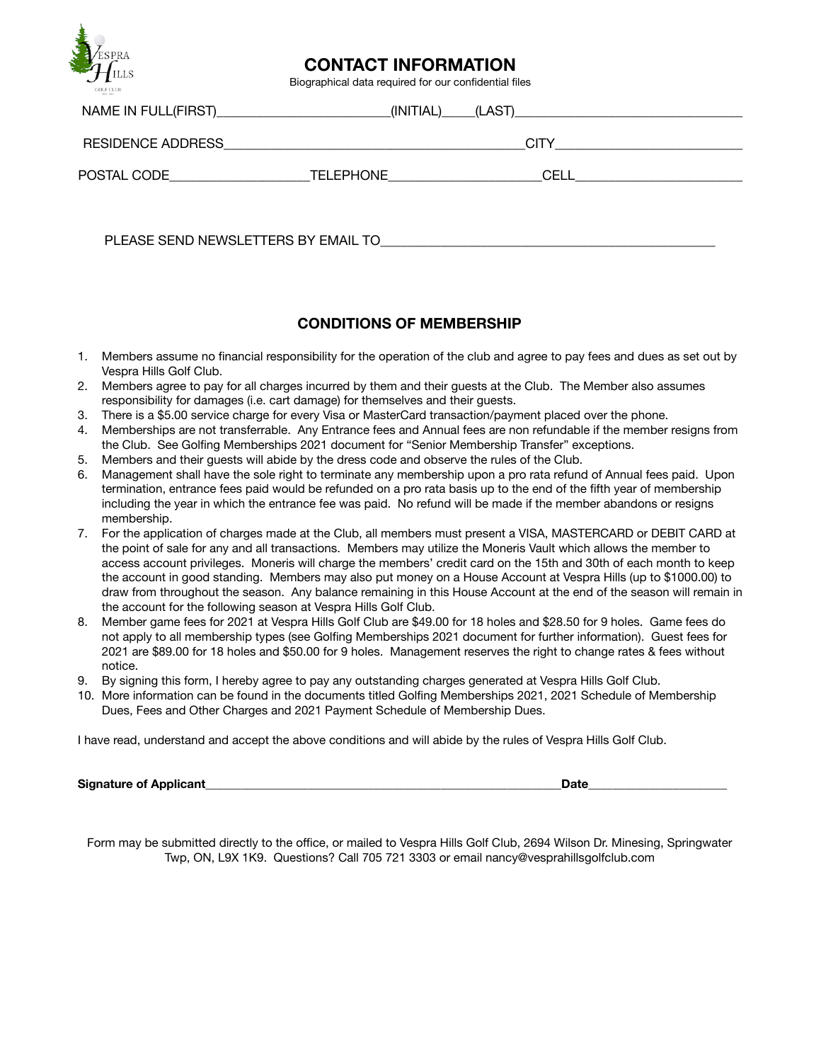## CONTACT INFORMATION

Biographical data required for our confidential files

NAME IN FULL(FIRST)________________________(INITIAL)_____(LAST)________________________________

RESIDENCE ADDRESS__________________________________________CITY__________________________

POSTAL CODE____________________TELEPHONE_____________________CELL________________________

PLEASE SEND NEWSLETTERS BY EMAIL TO_______________________________________________

## CONDITIONS OF MEMBERSHIP

1. Members assume no financial responsibility for the operation of the club and agree to pay fees and dues as set out by Vespra Hills Golf Club.
2. Members agree to pay for all charges incurred by them and their guests at the Club. The Member also assumes responsibility for damages (i.e. cart damage) for themselves and their guests.
3. There is a $5.00 service charge for every Visa or MasterCard transaction/payment placed over the phone.
4. Memberships are not transferrable. Any Entrance fees and Annual fees are non refundable if the member resigns from the Club. See Golfing Memberships 2021 document for "Senior Membership Transfer" exceptions.
5. Members and their guests will abide by the dress code and observe the rules of the Club.
6. Management shall have the sole right to terminate any membership upon a pro rata refund of Annual fees paid. Upon termination, entrance fees paid would be refunded on a pro rata basis up to the end of the fifth year of membership including the year in which the entrance fee was paid. No refund will be made if the member abandons or resigns membership.
7. For the application of charges made at the Club, all members must present a VISA, MASTERCARD or DEBIT CARD at the point of sale for any and all transactions. Members may utilize the Moneris Vault which allows the member to access account privileges. Moneris will charge the members' credit card on the 15th and 30th of each month to keep the account in good standing. Members may also put money on a House Account at Vespra Hills (up to $1000.00) to draw from throughout the season. Any balance remaining in this House Account at the end of the season will remain in the account for the following season at Vespra Hills Golf Club.
8. Member game fees for 2021 at Vespra Hills Golf Club are $49.00 for 18 holes and $28.50 for 9 holes. Game fees do not apply to all membership types (see Golfing Memberships 2021 document for further information). Guest fees for 2021 are $89.00 for 18 holes and $50.00 for 9 holes. Management reserves the right to change rates & fees without notice.
9. By signing this form, I hereby agree to pay any outstanding charges generated at Vespra Hills Golf Club.
10. More information can be found in the documents titled Golfing Memberships 2021, 2021 Schedule of Membership Dues, Fees and Other Charges and 2021 Payment Schedule of Membership Dues.

I have read, understand and accept the above conditions and will abide by the rules of Vespra Hills Golf Club.

**Signature of Applicant**_______________________________________________________**Date**_____________________

Form may be submitted directly to the office, or mailed to Vespra Hills Golf Club, 2694 Wilson Dr. Minesing, Springwater Twp, ON, L9X 1K9. Questions? Call 705 721 3303 or email nancy@vesprahillsgolfclub.com